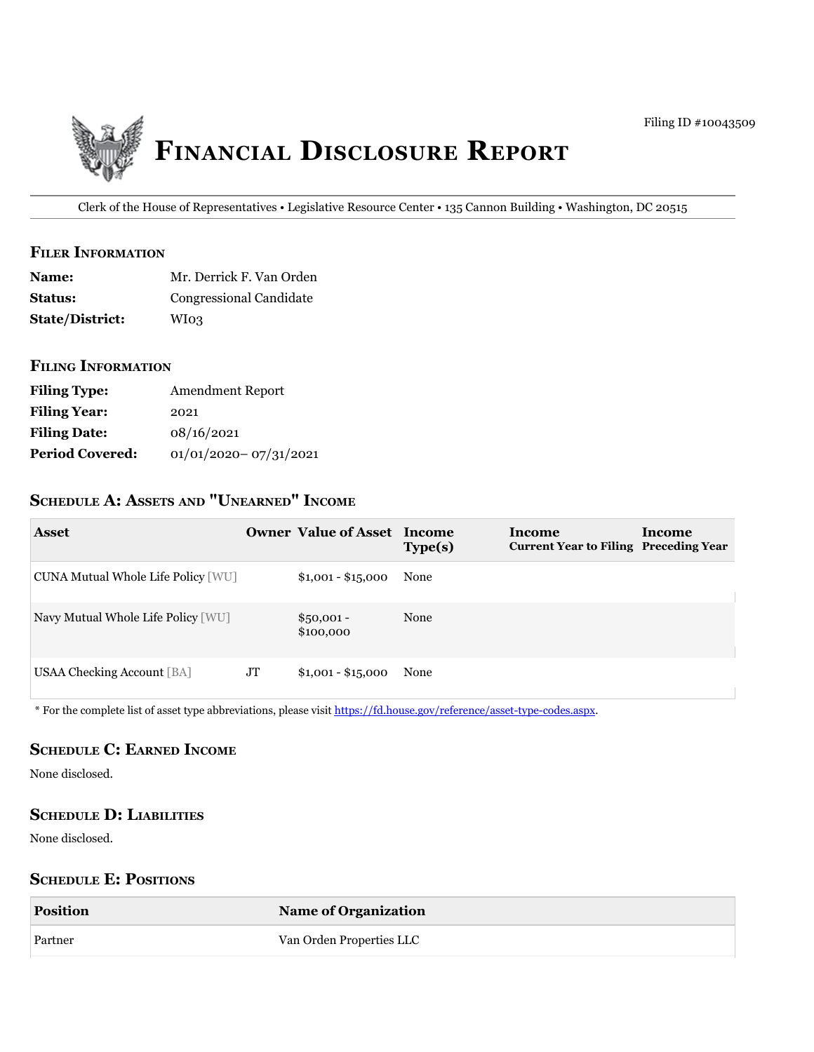Filing ID #10043509

# Financial Disclosure Report

Clerk of the House of Representatives • Legislative Resource Center • 135 Cannon Building • Washington, DC 20515

## Filer Information

**Name:** Mr. Derrick F. Van Orden
**Status:** Congressional Candidate
**State/District:** WI03

## Filing Information

**Filing Type:** Amendment Report
**Filing Year:** 2021
**Filing Date:** 08/16/2021
**Period Covered:** 01/01/2020– 07/31/2021

## Schedule A: Assets and "Unearned" Income

| Asset | Owner | Value of Asset | Income Type(s) | Income Current Year to Filing | Income Preceding Year |
|---|---|---|---|---|---|
| CUNA Mutual Whole Life Policy [WU] | | $1,001 - $15,000 | None | | |
| Navy Mutual Whole Life Policy [WU] | | $50,001 - $100,000 | None | | |
| USAA Checking Account [BA] | JT | $1,001 - $15,000 | None | | |

* For the complete list of asset type abbreviations, please visit https://fd.house.gov/reference/asset-type-codes.aspx.

## Schedule C: Earned Income

None disclosed.

## Schedule D: Liabilities

None disclosed.

## Schedule E: Positions

| Position | Name of Organization |
|---|---|
| Partner | Van Orden Properties LLC |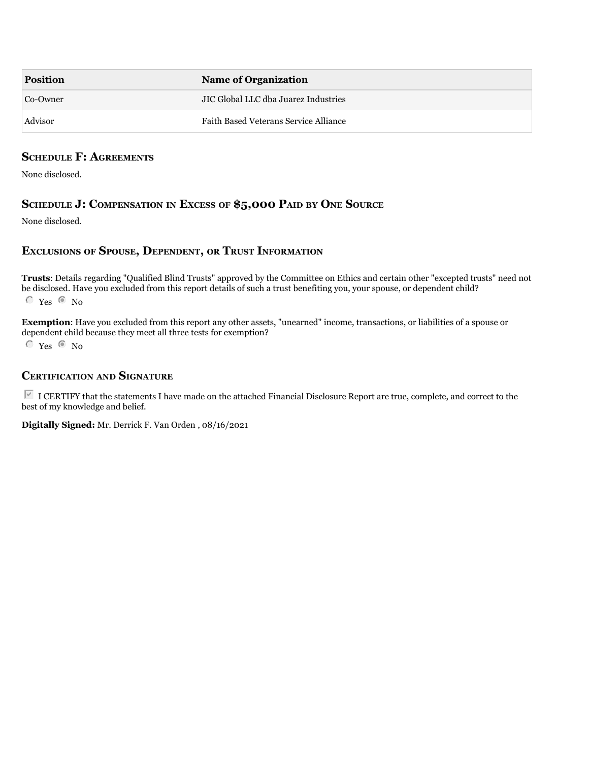| Position | Name of Organization |
| --- | --- |
| Co-Owner | JIC Global LLC dba Juarez Industries |
| Advisor | Faith Based Veterans Service Alliance |

## Schedule F: Agreements

None disclosed.

## Schedule J: Compensation in Excess of $5,000 Paid by One Source

None disclosed.

## Exclusions of Spouse, Dependent, or Trust Information

**Trusts**: Details regarding "Qualified Blind Trusts" approved by the Committee on Ethics and certain other "excepted trusts" need not be disclosed. Have you excluded from this report details of such a trust benefiting you, your spouse, or dependent child?

○ Yes ● No

**Exemption**: Have you excluded from this report any other assets, "unearned" income, transactions, or liabilities of a spouse or dependent child because they meet all three tests for exemption?

○ Yes ● No

## Certification and Signature

☑ I CERTIFY that the statements I have made on the attached Financial Disclosure Report are true, complete, and correct to the best of my knowledge and belief.

**Digitally Signed:** Mr. Derrick F. Van Orden , 08/16/2021